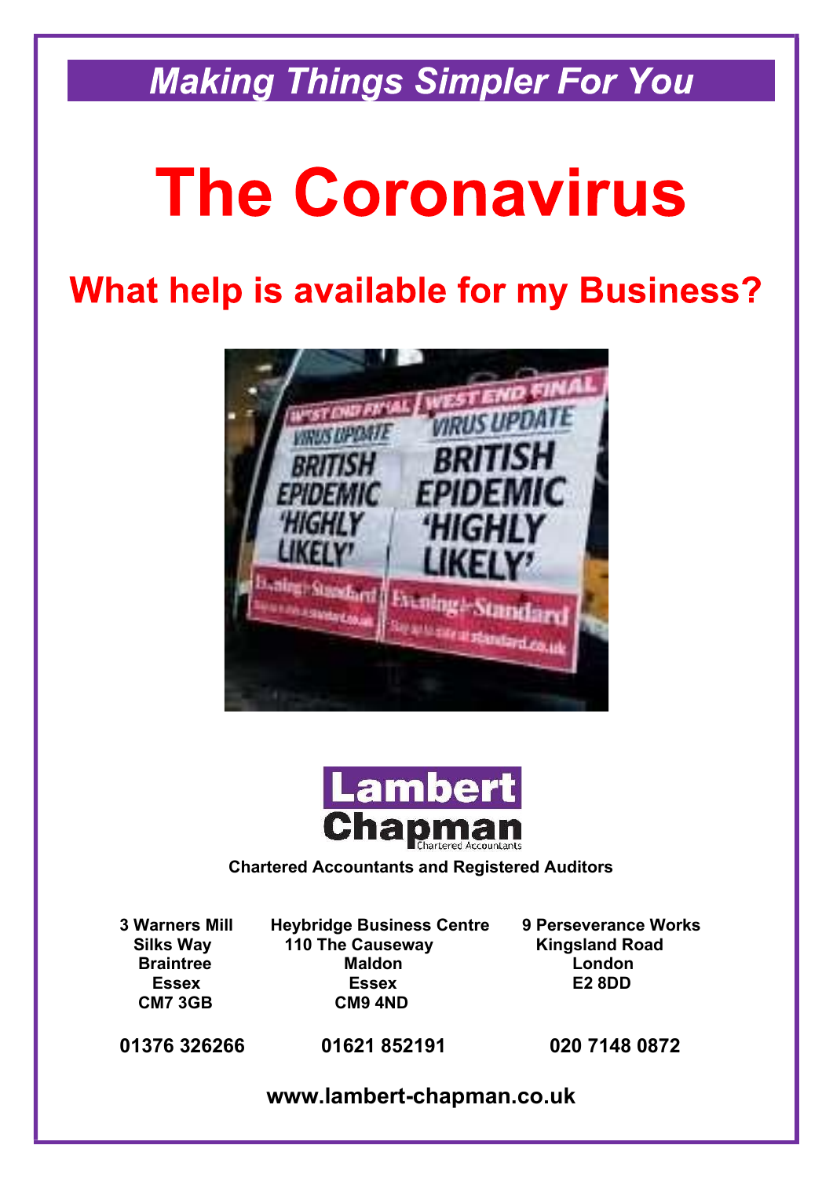*Making Things Simpler For You*

# The Coronavirus

## What help is available for my Business?

Lambert Chapman
Chartered Accountants

**Chartered Accountants and Registered Auditors**

**3 Warners Mill**
**Silks Way**
**Braintree**
**Essex**
**CM7 3GB**

**01376 326266**

**Heybridge Business Centre**
**110 The Causeway**
**Maldon**
**Essex**
**CM9 4ND**

**01621 852191**

**9 Perseverance Works**
**Kingsland Road**
**London**
**E2 8DD**

**020 7148 0872**

**www.lambert-chapman.co.uk**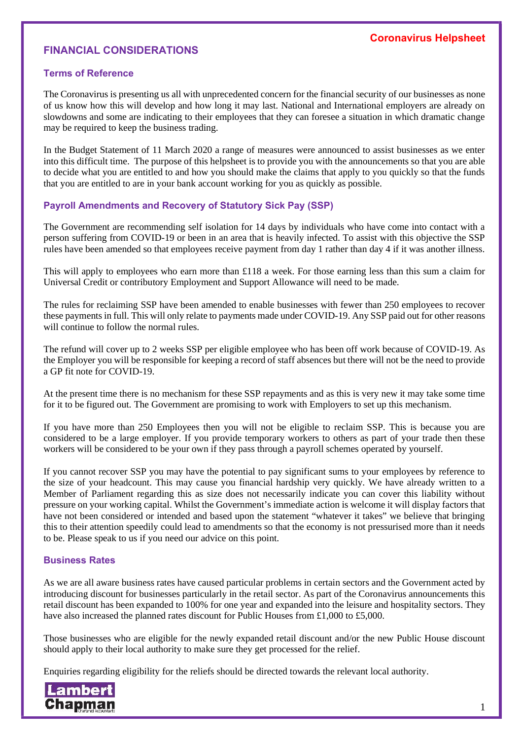## FINANCIAL CONSIDERATIONS

### Terms of Reference

The Coronavirus is presenting us all with unprecedented concern for the financial security of our businesses as none of us know how this will develop and how long it may last. National and International employers are already on slowdowns and some are indicating to their employees that they can foresee a situation in which dramatic change may be required to keep the business trading.

In the Budget Statement of 11 March 2020 a range of measures were announced to assist businesses as we enter into this difficult time. The purpose of this helpsheet is to provide you with the announcements so that you are able to decide what you are entitled to and how you should make the claims that apply to you quickly so that the funds that you are entitled to are in your bank account working for you as quickly as possible.

### Payroll Amendments and Recovery of Statutory Sick Pay (SSP)

The Government are recommending self isolation for 14 days by individuals who have come into contact with a person suffering from COVID-19 or been in an area that is heavily infected. To assist with this objective the SSP rules have been amended so that employees receive payment from day 1 rather than day 4 if it was another illness.

This will apply to employees who earn more than £118 a week. For those earning less than this sum a claim for Universal Credit or contributory Employment and Support Allowance will need to be made.

The rules for reclaiming SSP have been amended to enable businesses with fewer than 250 employees to recover these payments in full. This will only relate to payments made under COVID-19. Any SSP paid out for other reasons will continue to follow the normal rules.

The refund will cover up to 2 weeks SSP per eligible employee who has been off work because of COVID-19. As the Employer you will be responsible for keeping a record of staff absences but there will not be the need to provide a GP fit note for COVID-19.

At the present time there is no mechanism for these SSP repayments and as this is very new it may take some time for it to be figured out. The Government are promising to work with Employers to set up this mechanism.

If you have more than 250 Employees then you will not be eligible to reclaim SSP. This is because you are considered to be a large employer. If you provide temporary workers to others as part of your trade then these workers will be considered to be your own if they pass through a payroll schemes operated by yourself.

If you cannot recover SSP you may have the potential to pay significant sums to your employees by reference to the size of your headcount. This may cause you financial hardship very quickly. We have already written to a Member of Parliament regarding this as size does not necessarily indicate you can cover this liability without pressure on your working capital. Whilst the Government's immediate action is welcome it will display factors that have not been considered or intended and based upon the statement "whatever it takes" we believe that bringing this to their attention speedily could lead to amendments so that the economy is not pressurised more than it needs to be. Please speak to us if you need our advice on this point.

### Business Rates

As we are all aware business rates have caused particular problems in certain sectors and the Government acted by introducing discount for businesses particularly in the retail sector. As part of the Coronavirus announcements this retail discount has been expanded to 100% for one year and expanded into the leisure and hospitality sectors. They have also increased the planned rates discount for Public Houses from £1,000 to £5,000.

Those businesses who are eligible for the newly expanded retail discount and/or the new Public House discount should apply to their local authority to make sure they get processed for the relief.

Enquiries regarding eligibility for the reliefs should be directed towards the relevant local authority.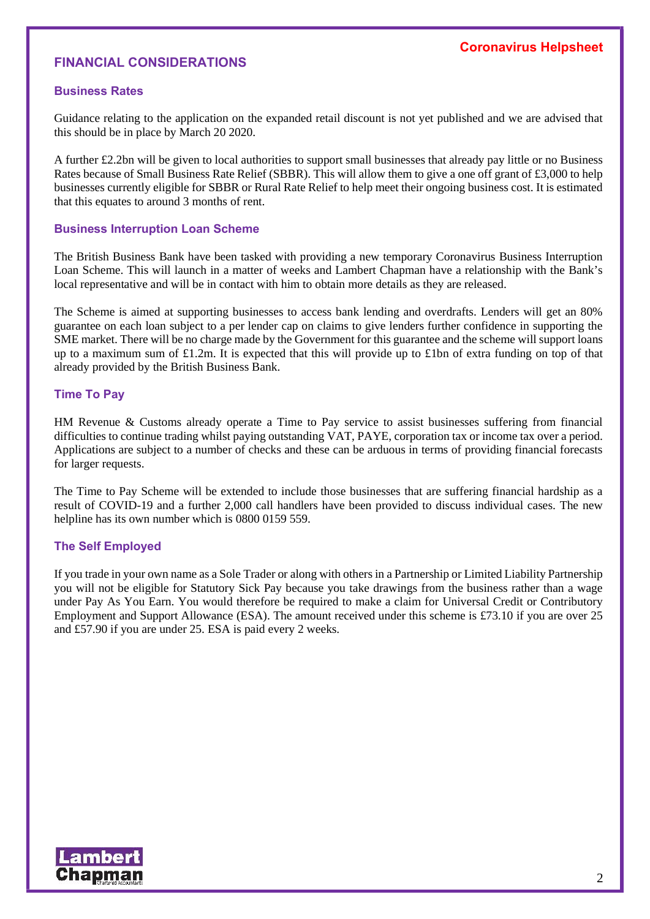## FINANCIAL CONSIDERATIONS

### Business Rates

Guidance relating to the application on the expanded retail discount is not yet published and we are advised that this should be in place by March 20 2020.

A further £2.2bn will be given to local authorities to support small businesses that already pay little or no Business Rates because of Small Business Rate Relief (SBBR). This will allow them to give a one off grant of £3,000 to help businesses currently eligible for SBBR or Rural Rate Relief to help meet their ongoing business cost. It is estimated that this equates to around 3 months of rent.

### Business Interruption Loan Scheme

The British Business Bank have been tasked with providing a new temporary Coronavirus Business Interruption Loan Scheme. This will launch in a matter of weeks and Lambert Chapman have a relationship with the Bank's local representative and will be in contact with him to obtain more details as they are released.

The Scheme is aimed at supporting businesses to access bank lending and overdrafts. Lenders will get an 80% guarantee on each loan subject to a per lender cap on claims to give lenders further confidence in supporting the SME market. There will be no charge made by the Government for this guarantee and the scheme will support loans up to a maximum sum of £1.2m. It is expected that this will provide up to £1bn of extra funding on top of that already provided by the British Business Bank.

### Time To Pay

HM Revenue & Customs already operate a Time to Pay service to assist businesses suffering from financial difficulties to continue trading whilst paying outstanding VAT, PAYE, corporation tax or income tax over a period. Applications are subject to a number of checks and these can be arduous in terms of providing financial forecasts for larger requests.

The Time to Pay Scheme will be extended to include those businesses that are suffering financial hardship as a result of COVID-19 and a further 2,000 call handlers have been provided to discuss individual cases. The new helpline has its own number which is 0800 0159 559.

### The Self Employed

If you trade in your own name as a Sole Trader or along with others in a Partnership or Limited Liability Partnership you will not be eligible for Statutory Sick Pay because you take drawings from the business rather than a wage under Pay As You Earn. You would therefore be required to make a claim for Universal Credit or Contributory Employment and Support Allowance (ESA). The amount received under this scheme is £73.10 if you are over 25 and £57.90 if you are under 25. ESA is paid every 2 weeks.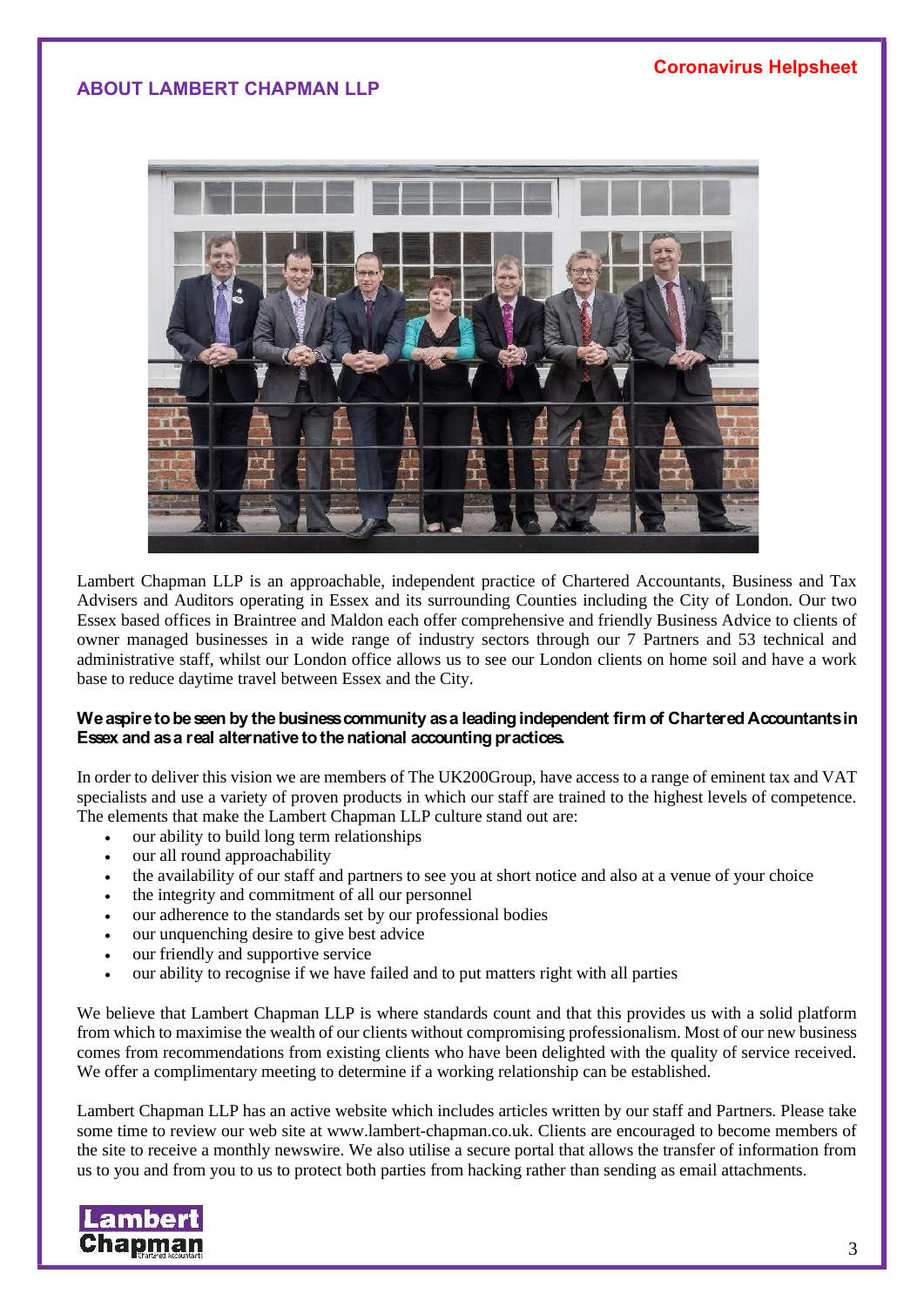## ABOUT LAMBERT CHAPMAN LLP

Lambert Chapman LLP is an approachable, independent practice of Chartered Accountants, Business and Tax Advisers and Auditors operating in Essex and its surrounding Counties including the City of London. Our two Essex based offices in Braintree and Maldon each offer comprehensive and friendly Business Advice to clients of owner managed businesses in a wide range of industry sectors through our 7 Partners and 53 technical and administrative staff, whilst our London office allows us to see our London clients on home soil and have a work base to reduce daytime travel between Essex and the City.

**We aspire to be seen by the business community as a leading independent firm of Chartered Accountants in Essex and as a real alternative to the national accounting practices.**

In order to deliver this vision we are members of The UK200Group, have access to a range of eminent tax and VAT specialists and use a variety of proven products in which our staff are trained to the highest levels of competence. The elements that make the Lambert Chapman LLP culture stand out are:

- our ability to build long term relationships
- our all round approachability
- the availability of our staff and partners to see you at short notice and also at a venue of your choice
- the integrity and commitment of all our personnel
- our adherence to the standards set by our professional bodies
- our unquenching desire to give best advice
- our friendly and supportive service
- our ability to recognise if we have failed and to put matters right with all parties

We believe that Lambert Chapman LLP is where standards count and that this provides us with a solid platform from which to maximise the wealth of our clients without compromising professionalism. Most of our new business comes from recommendations from existing clients who have been delighted with the quality of service received. We offer a complimentary meeting to determine if a working relationship can be established.

Lambert Chapman LLP has an active website which includes articles written by our staff and Partners. Please take some time to review our web site at www.lambert-chapman.co.uk. Clients are encouraged to become members of the site to receive a monthly newswire. We also utilise a secure portal that allows the transfer of information from us to you and from you to us to protect both parties from hacking rather than sending as email attachments.